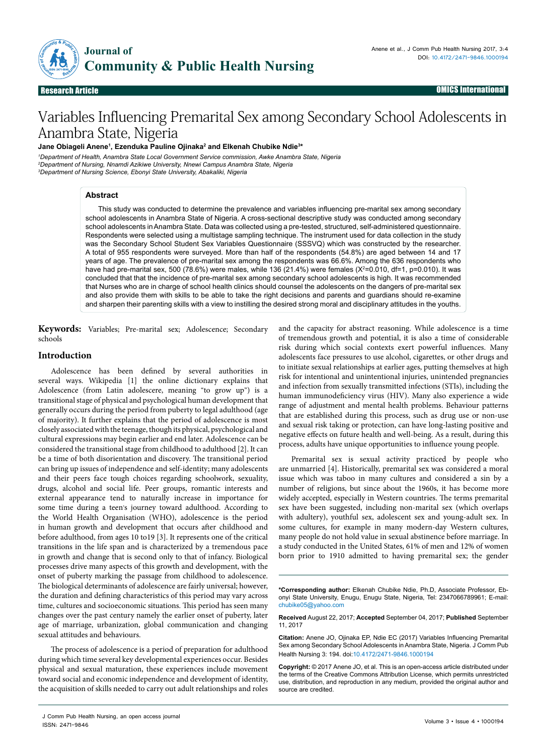Research Article

# Variables Influencing Premarital Sex among Secondary School Adolescents in Anambra State, Nigeria

**Jane Obiageli Anene[1], Ezenduka Pauline Ojinaka[2] and Elkenah Chubike Ndie[3]***

*[1]Department of Health, Anambra State Local Government Service commission, Awke Anambra State, Nigeria*
*[2]Department of Nursing, Nnamdi Azikiwe University, Nnewi Campus Anambra State, Nigeria*
*[3]Department of Nursing Science, Ebonyi State University, Abakaliki, Nigeria*

## Abstract

This study was conducted to determine the prevalence and variables influencing pre-marital sex among secondary school adolescents in Anambra State of Nigeria. A cross-sectional descriptive study was conducted among secondary school adolescents in Anambra State. Data was collected using a pre-tested, structured, self-administered questionnaire. Respondents were selected using a multistage sampling technique. The instrument used for data collection in the study was the Secondary School Student Sex Variables Questionnaire (SSSVQ) which was constructed by the researcher. A total of 955 respondents were surveyed. More than half of the respondents (54.8%) are aged between 14 and 17 years of age. The prevalence of pre-marital sex among the respondents was 66.6%. Among the 636 respondents who have had pre-marital sex, 500 (78.6%) were males, while 136 (21.4%) were females ($X^2$=0.010, df=1, p=0.010). It was concluded that that the incidence of pre-marital sex among secondary school adolescents is high. It was recommended that Nurses who are in charge of school health clinics should counsel the adolescents on the dangers of pre-marital sex and also provide them with skills to be able to take the right decisions and parents and guardians should re-examine and sharpen their parenting skills with a view to instilling the desired strong moral and disciplinary attitudes in the youths.

**Keywords:** Variables; Pre-marital sex; Adolescence; Secondary schools

## Introduction

Adolescence has been defined by several authorities in several ways. Wikipedia [1] the online dictionary explains that Adolescence (from Latin adolescere, meaning "to grow up") is a transitional stage of physical and psychological human development that generally occurs during the period from puberty to legal adulthood (age of majority). It further explains that the period of adolescence is most closely associated with the teenage, though its physical, psychological and cultural expressions may begin earlier and end later. Adolescence can be considered the transitional stage from childhood to adulthood [2]. It can be a time of both disorientation and discovery. The transitional period can bring up issues of independence and self-identity; many adolescents and their peers face tough choices regarding schoolwork, sexuality, drugs, alcohol and social life. Peer groups, romantic interests and external appearance tend to naturally increase in importance for some time during a teen's journey toward adulthood. According to the World Health Organisation (WHO), adolescence is the period in human growth and development that occurs after childhood and before adulthood, from ages 10 to19 [3]. It represents one of the critical transitions in the life span and is characterized by a tremendous pace in growth and change that is second only to that of infancy. Biological processes drive many aspects of this growth and development, with the onset of puberty marking the passage from childhood to adolescence. The biological determinants of adolescence are fairly universal; however, the duration and defining characteristics of this period may vary across time, cultures and socioeconomic situations. This period has seen many changes over the past century namely the earlier onset of puberty, later age of marriage, urbanization, global communication and changing sexual attitudes and behaviours.

The process of adolescence is a period of preparation for adulthood during which time several key developmental experiences occur. Besides physical and sexual maturation, these experiences include movement toward social and economic independence and development of identity, the acquisition of skills needed to carry out adult relationships and roles and the capacity for abstract reasoning. While adolescence is a time of tremendous growth and potential, it is also a time of considerable risk during which social contexts exert powerful influences. Many adolescents face pressures to use alcohol, cigarettes, or other drugs and to initiate sexual relationships at earlier ages, putting themselves at high risk for intentional and unintentional injuries, unintended pregnancies and infection from sexually transmitted infections (STIs), including the human immunodeficiency virus (HIV). Many also experience a wide range of adjustment and mental health problems. Behaviour patterns that are established during this process, such as drug use or non-use and sexual risk taking or protection, can have long-lasting positive and negative effects on future health and well-being. As a result, during this process, adults have unique opportunities to influence young people.

Premarital sex is sexual activity practiced by people who are unmarried [4]. Historically, premarital sex was considered a moral issue which was taboo in many cultures and considered a sin by a number of religions, but since about the 1960s, it has become more widely accepted, especially in Western countries. The terms premarital sex have been suggested, including non-marital sex (which overlaps with adultery), youthful sex, adolescent sex and young-adult sex. In some cultures, for example in many modern-day Western cultures, many people do not hold value in sexual abstinence before marriage. In a study conducted in the United States, 61% of men and 12% of women born prior to 1910 admitted to having premarital sex; the gender

**\*Corresponding author:** Elkenah Chubike Ndie, Ph.D, Associate Professor, Ebonyi State University, Enugu, Enugu State, Nigeria, Tel: 2347066789961; E-mail: chubike05@yahoo.com

**Received** August 22, 2017; **Accepted** September 04, 2017; **Published** September 11, 2017

**Citation:** Anene JO, Ojinaka EP, Ndie EC (2017) Variables Influencing Premarital Sex among Secondary School Adolescents in Anambra State, Nigeria. J Comm Pub Health Nursing 3: 194. doi:10.4172/2471-9846.1000194

**Copyright:** © 2017 Anene JO, et al. This is an open-access article distributed under the terms of the Creative Commons Attribution License, which permits unrestricted use, distribution, and reproduction in any medium, provided the original author and source are credited.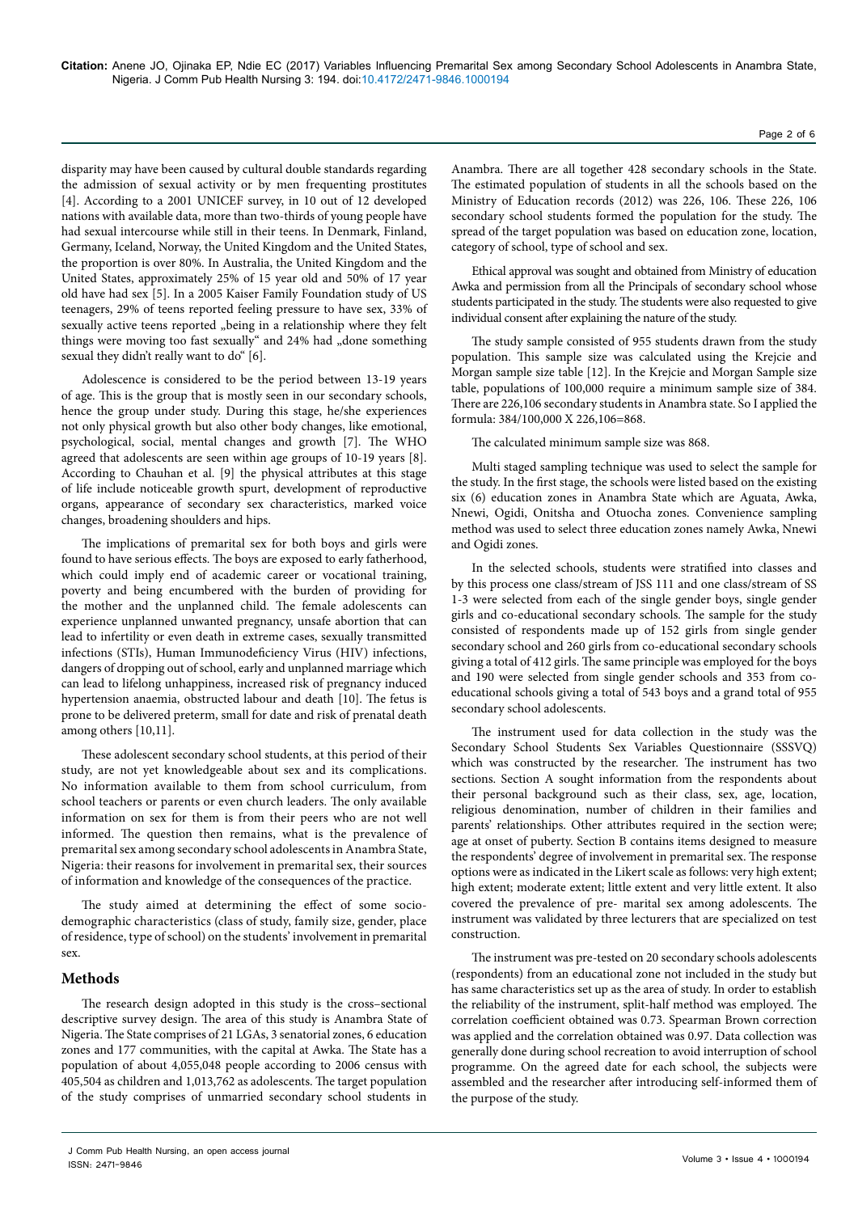disparity may have been caused by cultural double standards regarding the admission of sexual activity or by men frequenting prostitutes [4]. According to a 2001 UNICEF survey, in 10 out of 12 developed nations with available data, more than two-thirds of young people have had sexual intercourse while still in their teens. In Denmark, Finland, Germany, Iceland, Norway, the United Kingdom and the United States, the proportion is over 80%. In Australia, the United Kingdom and the United States, approximately 25% of 15 year old and 50% of 17 year old have had sex [5]. In a 2005 Kaiser Family Foundation study of US teenagers, 29% of teens reported feeling pressure to have sex, 33% of sexually active teens reported „being in a relationship where they felt things were moving too fast sexually" and 24% had „done something sexual they didn't really want to do" [6].

Adolescence is considered to be the period between 13-19 years of age. This is the group that is mostly seen in our secondary schools, hence the group under study. During this stage, he/she experiences not only physical growth but also other body changes, like emotional, psychological, social, mental changes and growth [7]. The WHO agreed that adolescents are seen within age groups of 10-19 years [8]. According to Chauhan et al. [9] the physical attributes at this stage of life include noticeable growth spurt, development of reproductive organs, appearance of secondary sex characteristics, marked voice changes, broadening shoulders and hips.

The implications of premarital sex for both boys and girls were found to have serious effects. The boys are exposed to early fatherhood, which could imply end of academic career or vocational training, poverty and being encumbered with the burden of providing for the mother and the unplanned child. The female adolescents can experience unplanned unwanted pregnancy, unsafe abortion that can lead to infertility or even death in extreme cases, sexually transmitted infections (STIs), Human Immunodeficiency Virus (HIV) infections, dangers of dropping out of school, early and unplanned marriage which can lead to lifelong unhappiness, increased risk of pregnancy induced hypertension anaemia, obstructed labour and death [10]. The fetus is prone to be delivered preterm, small for date and risk of prenatal death among others [10,11].

These adolescent secondary school students, at this period of their study, are not yet knowledgeable about sex and its complications. No information available to them from school curriculum, from school teachers or parents or even church leaders. The only available information on sex for them is from their peers who are not well informed. The question then remains, what is the prevalence of premarital sex among secondary school adolescents in Anambra State, Nigeria: their reasons for involvement in premarital sex, their sources of information and knowledge of the consequences of the practice.

The study aimed at determining the effect of some socio-demographic characteristics (class of study, family size, gender, place of residence, type of school) on the students' involvement in premarital sex.

## Methods

The research design adopted in this study is the cross–sectional descriptive survey design. The area of this study is Anambra State of Nigeria. The State comprises of 21 LGAs, 3 senatorial zones, 6 education zones and 177 communities, with the capital at Awka. The State has a population of about 4,055,048 people according to 2006 census with 405,504 as children and 1,013,762 as adolescents. The target population of the study comprises of unmarried secondary school students in Anambra. There are all together 428 secondary schools in the State. The estimated population of students in all the schools based on the Ministry of Education records (2012) was 226, 106. These 226, 106 secondary school students formed the population for the study. The spread of the target population was based on education zone, location, category of school, type of school and sex.

Ethical approval was sought and obtained from Ministry of education Awka and permission from all the Principals of secondary school whose students participated in the study. The students were also requested to give individual consent after explaining the nature of the study.

The study sample consisted of 955 students drawn from the study population. This sample size was calculated using the Krejcie and Morgan sample size table [12]. In the Krejcie and Morgan Sample size table, populations of 100,000 require a minimum sample size of 384. There are 226,106 secondary students in Anambra state. So I applied the formula: 384/100,000 X 226,106=868.

The calculated minimum sample size was 868.

Multi staged sampling technique was used to select the sample for the study. In the first stage, the schools were listed based on the existing six (6) education zones in Anambra State which are Aguata, Awka, Nnewi, Ogidi, Onitsha and Otuocha zones. Convenience sampling method was used to select three education zones namely Awka, Nnewi and Ogidi zones.

In the selected schools, students were stratified into classes and by this process one class/stream of JSS 111 and one class/stream of SS 1-3 were selected from each of the single gender boys, single gender girls and co-educational secondary schools. The sample for the study consisted of respondents made up of 152 girls from single gender secondary school and 260 girls from co-educational secondary schools giving a total of 412 girls. The same principle was employed for the boys and 190 were selected from single gender schools and 353 from co-educational schools giving a total of 543 boys and a grand total of 955 secondary school adolescents.

The instrument used for data collection in the study was the Secondary School Students Sex Variables Questionnaire (SSSVQ) which was constructed by the researcher. The instrument has two sections. Section A sought information from the respondents about their personal background such as their class, sex, age, location, religious denomination, number of children in their families and parents' relationships. Other attributes required in the section were; age at onset of puberty. Section B contains items designed to measure the respondents' degree of involvement in premarital sex. The response options were as indicated in the Likert scale as follows: very high extent; high extent; moderate extent; little extent and very little extent. It also covered the prevalence of pre- marital sex among adolescents. The instrument was validated by three lecturers that are specialized on test construction.

The instrument was pre-tested on 20 secondary schools adolescents (respondents) from an educational zone not included in the study but has same characteristics set up as the area of study. In order to establish the reliability of the instrument, split-half method was employed. The correlation coefficient obtained was 0.73. Spearman Brown correction was applied and the correlation obtained was 0.97. Data collection was generally done during school recreation to avoid interruption of school programme. On the agreed date for each school, the subjects were assembled and the researcher after introducing self-informed them of the purpose of the study.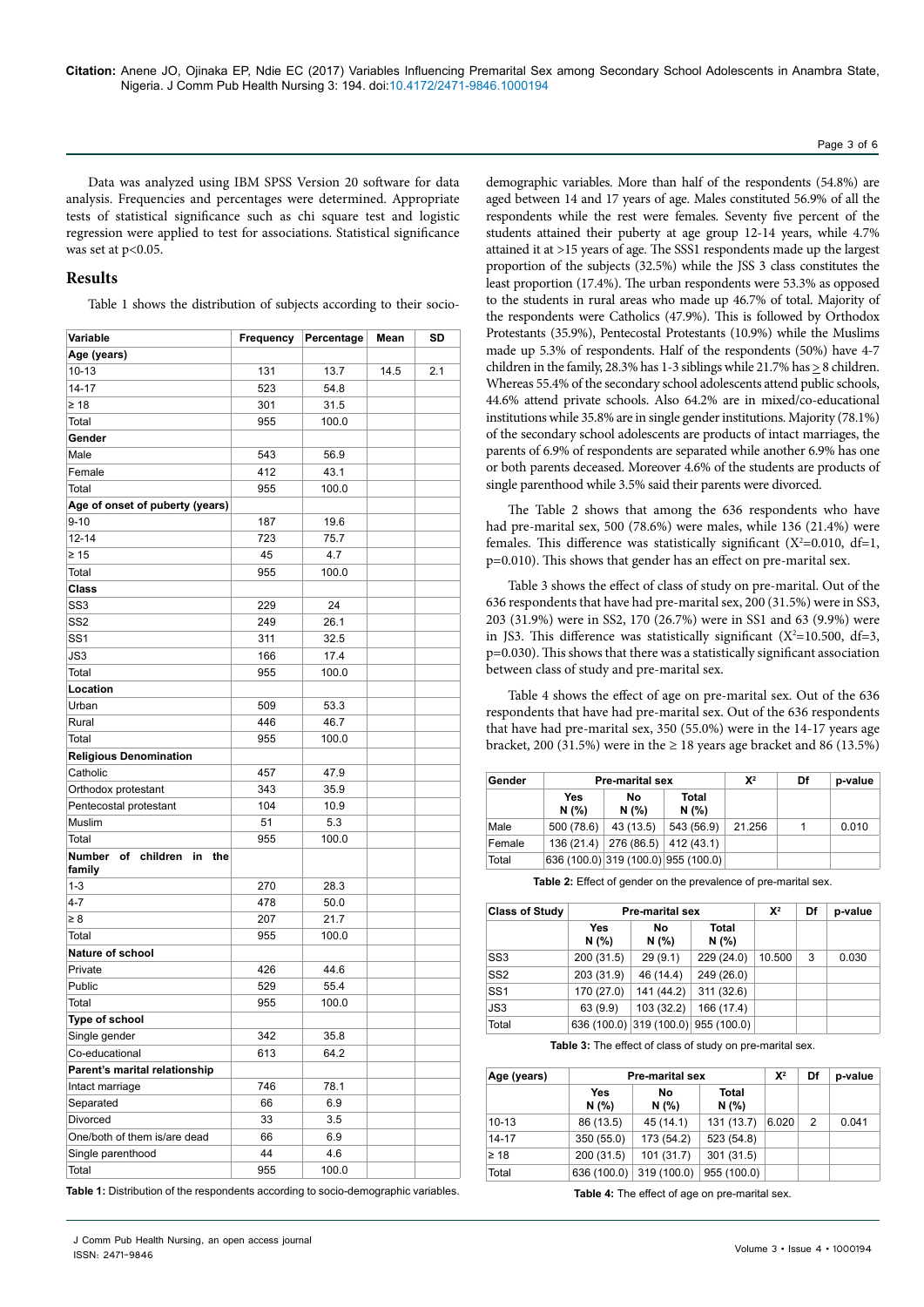Data was analyzed using IBM SPSS Version 20 software for data analysis. Frequencies and percentages were determined. Appropriate tests of statistical significance such as chi square test and logistic regression were applied to test for associations. Statistical significance was set at $p<0.05$.

## Results

Table 1 shows the distribution of subjects according to their socio-demographic variables. More than half of the respondents (54.8%) are aged between 14 and 17 years of age. Males constituted 56.9% of all the respondents while the rest were females. Seventy five percent of the students attained their puberty at age group 12-14 years, while 4.7% attained it at >15 years of age. The SSS1 respondents made up the largest proportion of the subjects (32.5%) while the JSS 3 class constitutes the least proportion (17.4%). The urban respondents were 53.3% as opposed to the students in rural areas who made up 46.7% of total. Majority of the respondents were Catholics (47.9%). This is followed by Orthodox Protestants (35.9%), Pentecostal Protestants (10.9%) while the Muslims made up 5.3% of respondents. Half of the respondents (50%) have 4-7 children in the family, 28.3% has 1-3 siblings while 21.7% has ≥ 8 children. Whereas 55.4% of the secondary school adolescents attend public schools, 44.6% attend private schools. Also 64.2% are in mixed/co-educational institutions while 35.8% are in single gender institutions. Majority (78.1%) of the secondary school adolescents are products of intact marriages, the parents of 6.9% of respondents are separated while another 6.9% has one or both parents deceased. Moreover 4.6% of the students are products of single parenthood while 3.5% said their parents were divorced.

| Variable | Frequency | Percentage | Mean | SD |
|---|---|---|---|---|
| **Age (years)** | | | | |
| 10-13 | 131 | 13.7 | 14.5 | 2.1 |
| 14-17 | 523 | 54.8 | | |
| ≥ 18 | 301 | 31.5 | | |
| Total | 955 | 100.0 | | |
| **Gender** | | | | |
| Male | 543 | 56.9 | | |
| Female | 412 | 43.1 | | |
| Total | 955 | 100.0 | | |
| **Age of onset of puberty (years)** | | | | |
| 9-10 | 187 | 19.6 | | |
| 12-14 | 723 | 75.7 | | |
| ≥ 15 | 45 | 4.7 | | |
| Total | 955 | 100.0 | | |
| **Class** | | | | |
| SS3 | 229 | 24 | | |
| SS2 | 249 | 26.1 | | |
| SS1 | 311 | 32.5 | | |
| JS3 | 166 | 17.4 | | |
| Total | 955 | 100.0 | | |
| **Location** | | | | |
| Urban | 509 | 53.3 | | |
| Rural | 446 | 46.7 | | |
| Total | 955 | 100.0 | | |
| **Religious Denomination** | | | | |
| Catholic | 457 | 47.9 | | |
| Orthodox protestant | 343 | 35.9 | | |
| Pentecostal protestant | 104 | 10.9 | | |
| Muslim | 51 | 5.3 | | |
| Total | 955 | 100.0 | | |
| **Number of children in the family** | | | | |
| 1-3 | 270 | 28.3 | | |
| 4-7 | 478 | 50.0 | | |
| ≥ 8 | 207 | 21.7 | | |
| Total | 955 | 100.0 | | |
| **Nature of school** | | | | |
| Private | 426 | 44.6 | | |
| Public | 529 | 55.4 | | |
| Total | 955 | 100.0 | | |
| **Type of school** | | | | |
| Single gender | 342 | 35.8 | | |
| Co-educational | 613 | 64.2 | | |
| **Parent's marital relationship** | | | | |
| Intact marriage | 746 | 78.1 | | |
| Separated | 66 | 6.9 | | |
| Divorced | 33 | 3.5 | | |
| One/both of them is/are dead | 66 | 6.9 | | |
| Single parenthood | 44 | 4.6 | | |
| Total | 955 | 100.0 | | |

**Table 1:** Distribution of the respondents according to socio-demographic variables.

The Table 2 shows that among the 636 respondents who have had pre-marital sex, 500 (78.6%) were males, while 136 (21.4%) were females. This difference was statistically significant ($X^2$=0.010, df=1, p=0.010). This shows that gender has an effect on pre-marital sex.

Table 3 shows the effect of class of study on pre-marital. Out of the 636 respondents that have had pre-marital sex, 200 (31.5%) were in SS3, 203 (31.9%) were in SS2, 170 (26.7%) were in SS1 and 63 (9.9%) were in JS3. This difference was statistically significant ($X^2$=10.500, df=3, p=0.030). This shows that there was a statistically significant association between class of study and pre-marital sex.

Table 4 shows the effect of age on pre-marital sex. Out of the 636 respondents that have had pre-marital sex. Out of the 636 respondents that have had pre-marital sex, 350 (55.0%) were in the 14-17 years age bracket, 200 (31.5%) were in the ≥ 18 years age bracket and 86 (13.5%)

| Gender | Pre-marital sex | | | $X^2$ | Df | p-value |
|---|---|---|---|---|---|---|
| | Yes N (%) | No N (%) | Total N (%) | | | |
| Male | 500 (78.6) | 43 (13.5) | 543 (56.9) | 21.256 | 1 | 0.010 |
| Female | 136 (21.4) | 276 (86.5) | 412 (43.1) | | | |
| Total | 636 (100.0) | 319 (100.0) | 955 (100.0) | | | |

**Table 2:** Effect of gender on the prevalence of pre-marital sex.

| Class of Study | Pre-marital sex | | | $X^2$ | Df | p-value |
|---|---|---|---|---|---|---|
| | Yes N (%) | No N (%) | Total N (%) | | | |
| SS3 | 200 (31.5) | 29 (9.1) | 229 (24.0) | 10.500 | 3 | 0.030 |
| SS2 | 203 (31.9) | 46 (14.4) | 249 (26.0) | | | |
| SS1 | 170 (27.0) | 141 (44.2) | 311 (32.6) | | | |
| JS3 | 63 (9.9) | 103 (32.2) | 166 (17.4) | | | |
| Total | 636 (100.0) | 319 (100.0) | 955 (100.0) | | | |

**Table 3:** The effect of class of study on pre-marital sex.

| Age (years) | Pre-marital sex | | | $X^2$ | Df | p-value |
|---|---|---|---|---|---|---|
| | Yes N (%) | No N (%) | Total N (%) | | | |
| 10-13 | 86 (13.5) | 45 (14.1) | 131 (13.7) | 6.020 | 2 | 0.041 |
| 14-17 | 350 (55.0) | 173 (54.2) | 523 (54.8) | | | |
| ≥ 18 | 200 (31.5) | 101 (31.7) | 301 (31.5) | | | |
| Total | 636 (100.0) | 319 (100.0) | 955 (100.0) | | | |

**Table 4:** The effect of age on pre-marital sex.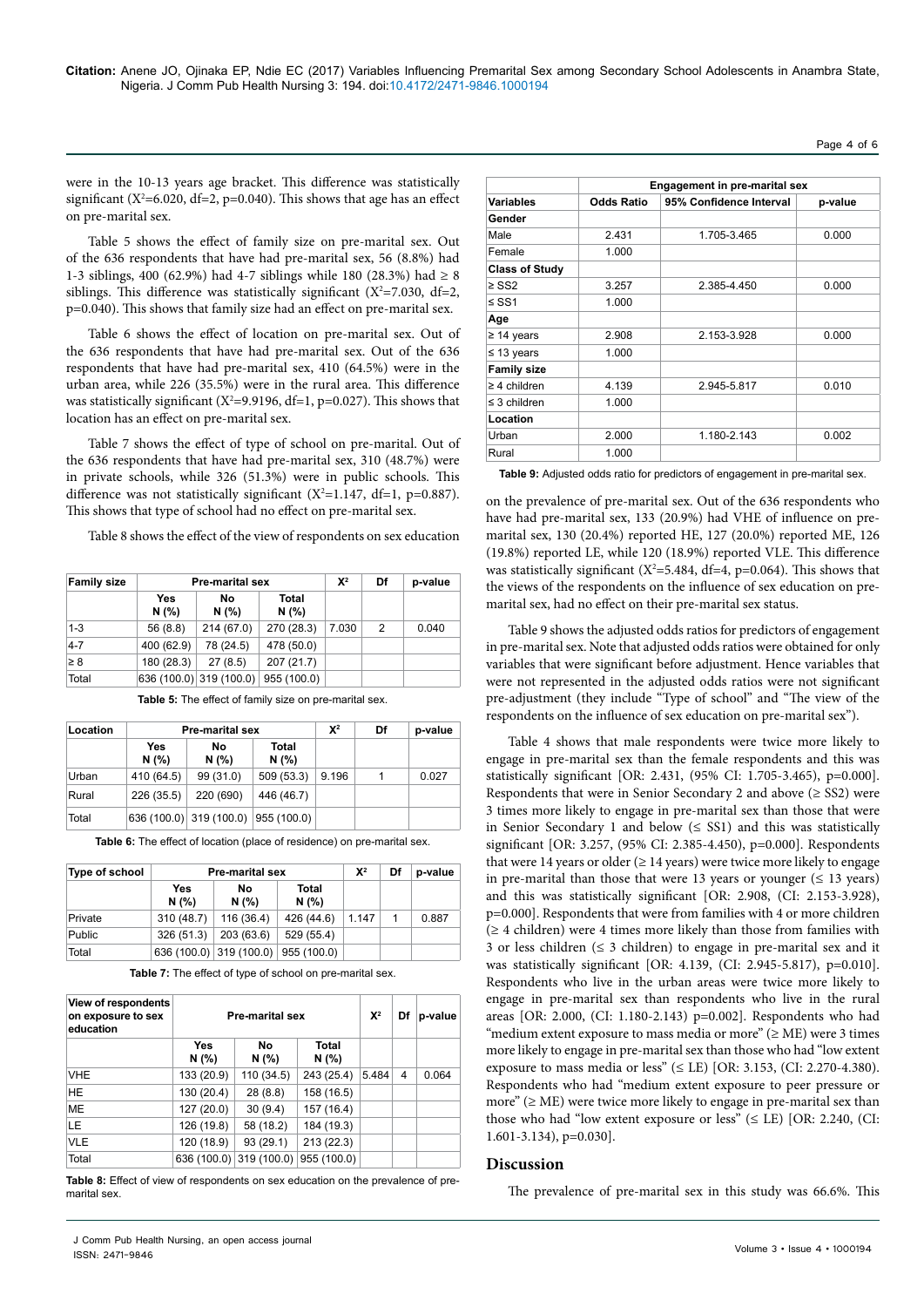were in the 10-13 years age bracket. This difference was statistically significant ($X^2$=6.020, df=2, p=0.040). This shows that age has an effect on pre-marital sex.

Table 5 shows the effect of family size on pre-marital sex. Out of the 636 respondents that have had pre-marital sex, 56 (8.8%) had 1-3 siblings, 400 (62.9%) had 4-7 siblings while 180 (28.3%) had ≥ 8 siblings. This difference was statistically significant ($X^2$=7.030, df=2, p=0.040). This shows that family size had an effect on pre-marital sex.

Table 6 shows the effect of location on pre-marital sex. Out of the 636 respondents that have had pre-marital sex. Out of the 636 respondents that have had pre-marital sex, 410 (64.5%) were in the urban area, while 226 (35.5%) were in the rural area. This difference was statistically significant ($X^2$=9.9196, df=1, p=0.027). This shows that location has an effect on pre-marital sex.

Table 7 shows the effect of type of school on pre-marital. Out of the 636 respondents that have had pre-marital sex, 310 (48.7%) were in private schools, while 326 (51.3%) were in public schools. This difference was not statistically significant ($X^2$=1.147, df=1, p=0.887). This shows that type of school had no effect on pre-marital sex.

Table 8 shows the effect of the view of respondents on sex education on the prevalence of pre-marital sex. Out of the 636 respondents who have had pre-marital sex, 133 (20.9%) had VHE of influence on pre-marital sex, 130 (20.4%) reported HE, 127 (20.0%) reported ME, 126 (19.8%) reported LE, while 120 (18.9%) reported VLE. This difference was statistically significant ($X^2$=5.484, df=4, p=0.064). This shows that the views of the respondents on the influence of sex education on pre-marital sex, had no effect on their pre-marital sex status.

| Family size | Pre-marital sex | | | $X^2$ | Df | p-value |
|---|---|---|---|---|---|---|
| | Yes N (%) | No N (%) | Total N (%) | | | |
| 1-3 | 56 (8.8) | 214 (67.0) | 270 (28.3) | 7.030 | 2 | 0.040 |
| 4-7 | 400 (62.9) | 78 (24.5) | 478 (50.0) | | | |
| ≥ 8 | 180 (28.3) | 27 (8.5) | 207 (21.7) | | | |
| Total | 636 (100.0) | 319 (100.0) | 955 (100.0) | | | |

**Table 5:** The effect of family size on pre-marital sex.

| Location | Pre-marital sex | | | $X^2$ | Df | p-value |
|---|---|---|---|---|---|---|
| | Yes N (%) | No N (%) | Total N (%) | | | |
| Urban | 410 (64.5) | 99 (31.0) | 509 (53.3) | 9.196 | 1 | 0.027 |
| Rural | 226 (35.5) | 220 (690) | 446 (46.7) | | | |
| Total | 636 (100.0) | 319 (100.0) | 955 (100.0) | | | |

**Table 6:** The effect of location (place of residence) on pre-marital sex.

| Type of school | Pre-marital sex | | | $X^2$ | Df | p-value |
|---|---|---|---|---|---|---|
| | Yes N (%) | No N (%) | Total N (%) | | | |
| Private | 310 (48.7) | 116 (36.4) | 426 (44.6) | 1.147 | 1 | 0.887 |
| Public | 326 (51.3) | 203 (63.6) | 529 (55.4) | | | |
| Total | 636 (100.0) | 319 (100.0) | 955 (100.0) | | | |

**Table 7:** The effect of type of school on pre-marital sex.

| View of respondents on exposure to sex education | Pre-marital sex | | | $X^2$ | Df | p-value |
|---|---|---|---|---|---|---|
| | Yes N (%) | No N (%) | Total N (%) | | | |
| VHE | 133 (20.9) | 110 (34.5) | 243 (25.4) | 5.484 | 4 | 0.064 |
| HE | 130 (20.4) | 28 (8.8) | 158 (16.5) | | | |
| ME | 127 (20.0) | 30 (9.4) | 157 (16.4) | | | |
| LE | 126 (19.8) | 58 (18.2) | 184 (19.3) | | | |
| VLE | 120 (18.9) | 93 (29.1) | 213 (22.3) | | | |
| Total | 636 (100.0) | 319 (100.0) | 955 (100.0) | | | |

**Table 8:** Effect of view of respondents on sex education on the prevalence of pre-marital sex.

| Variables | Engagement in pre-marital sex | | |
|---|---|---|---|
| | Odds Ratio | 95% Confidence Interval | p-value |
| **Gender** | | | |
| Male | 2.431 | 1.705-3.465 | 0.000 |
| Female | 1.000 | | |
| **Class of Study** | | | |
| ≥ SS2 | 3.257 | 2.385-4.450 | 0.000 |
| ≤ SS1 | 1.000 | | |
| **Age** | | | |
| ≥ 14 years | 2.908 | 2.153-3.928 | 0.000 |
| ≤ 13 years | 1.000 | | |
| **Family size** | | | |
| ≥ 4 children | 4.139 | 2.945-5.817 | 0.010 |
| ≤ 3 children | 1.000 | | |
| **Location** | | | |
| Urban | 2.000 | 1.180-2.143 | 0.002 |
| Rural | 1.000 | | |

**Table 9:** Adjusted odds ratio for predictors of engagement in pre-marital sex.

Table 9 shows the adjusted odds ratios for predictors of engagement in pre-marital sex. Note that adjusted odds ratios were obtained for only variables that were significant before adjustment. Hence variables that were not represented in the adjusted odds ratios were not significant pre-adjustment (they include "Type of school" and "The view of the respondents on the influence of sex education on pre-marital sex").

Table 4 shows that male respondents were twice more likely to engage in pre-marital sex than the female respondents and this was statistically significant [OR: 2.431, (95% CI: 1.705-3.465), p=0.000]. Respondents that were in Senior Secondary 2 and above (≥ SS2) were 3 times more likely to engage in pre-marital sex than those that were in Senior Secondary 1 and below (≤ SS1) and this was statistically significant [OR: 3.257, (95% CI: 2.385-4.450), p=0.000]. Respondents that were 14 years or older (≥ 14 years) were twice more likely to engage in pre-marital than those that were 13 years or younger (≤ 13 years) and this was statistically significant [OR: 2.908, (CI: 2.153-3.928), p=0.000]. Respondents that were from families with 4 or more children (≥ 4 children) were 4 times more likely than those from families with 3 or less children (≤ 3 children) to engage in pre-marital sex and it was statistically significant [OR: 4.139, (CI: 2.945-5.817), p=0.010]. Respondents who live in the urban areas were twice more likely to engage in pre-marital sex than respondents who live in the rural areas [OR: 2.000, (CI: 1.180-2.143) p=0.002]. Respondents who had "medium extent exposure to mass media or more" (≥ ME) were 3 times more likely to engage in pre-marital sex than those who had "low extent exposure to mass media or less" (≤ LE) [OR: 3.153, (CI: 2.270-4.380). Respondents who had "medium extent exposure to peer pressure or more" (≥ ME) were twice more likely to engage in pre-marital sex than those who had "low extent exposure or less" (≤ LE) [OR: 2.240, (CI: 1.601-3.134), p=0.030].

## Discussion

The prevalence of pre-marital sex in this study was 66.6%. This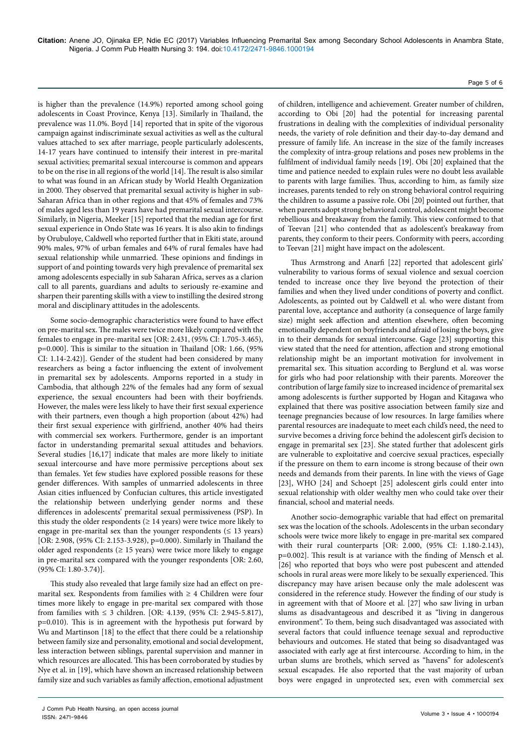is higher than the prevalence (14.9%) reported among school going adolescents in Coast Province, Kenya [13]. Similarly in Thailand, the prevalence was 11.0%. Boyd [14] reported that in spite of the vigorous campaign against indiscriminate sexual activities as well as the cultural values attached to sex after marriage, people particularly adolescents, 14-17 years have continued to intensify their interest in pre-marital sexual activities; premarital sexual intercourse is common and appears to be on the rise in all regions of the world [14]. The result is also similar to what was found in an African study by World Health Organization in 2000. They observed that premarital sexual activity is higher in sub-Saharan Africa than in other regions and that 45% of females and 73% of males aged less than 19 years have had premarital sexual intercourse. Similarly, in Nigeria, Meeker [15] reported that the median age for first sexual experience in Ondo State was 16 years. It is also akin to findings by Orubuloye, Caldwell who reported further that in Ekiti state, around 90% males, 97% of urban females and 64% of rural females have had sexual relationship while unmarried. These opinions and findings in support of and pointing towards very high prevalence of premarital sex among adolescents especially in sub Saharan Africa, serves as a clarion call to all parents, guardians and adults to seriously re-examine and sharpen their parenting skills with a view to instilling the desired strong moral and disciplinary attitudes in the adolescents.

Some socio-demographic characteristics were found to have effect on pre-marital sex. The males were twice more likely compared with the females to engage in pre-marital sex [OR: 2.431, (95% CI: 1.705-3.465), p=0.000]. This is similar to the situation in Thailand [OR: 1.66, (95% CI: 1.14-2.42)]. Gender of the student had been considered by many researchers as being a factor influencing the extent of involvement in premarital sex by adolescents. Amporns reported in a study in Cambodia, that although 22% of the females had any form of sexual experience, the sexual encounters had been with their boyfriends. However, the males were less likely to have their first sexual experience with their partners, even though a high proportion (about 42%) had their first sexual experience with girlfriend, another 40% had theirs with commercial sex workers. Furthermore, gender is an important factor in understanding premarital sexual attitudes and behaviors. Several studies [16,17] indicate that males are more likely to initiate sexual intercourse and have more permissive perceptions about sex than females. Yet few studies have explored possible reasons for these gender differences. With samples of unmarried adolescents in three Asian cities influenced by Confucian cultures, this article investigated the relationship between underlying gender norms and these differences in adolescents' premarital sexual permissiveness (PSP). In this study the older respondents (≥ 14 years) were twice more likely to engage in pre-marital sex than the younger respondents (≤ 13 years) [OR: 2.908, (95% CI: 2.153-3.928), p=0.000). Similarly in Thailand the older aged respondents (≥ 15 years) were twice more likely to engage in pre-marital sex compared with the younger respondents [OR: 2.60, (95% CI: 1.80-3.74)].

This study also revealed that large family size had an effect on pre-marital sex. Respondents from families with ≥ 4 Children were four times more likely to engage in pre-marital sex compared with those from families with ≤ 3 children. [OR: 4.139, (95% CI: 2.945-5.817), p=0.010). This is in agreement with the hypothesis put forward by Wu and Martinson [18] to the effect that there could be a relationship between family size and personality, emotional and social development, less interaction between siblings, parental supervision and manner in which resources are allocated. This has been corroborated by studies by Nye et al. in [19], which have shown an increased relationship between family size and such variables as family affection, emotional adjustment of children, intelligence and achievement. Greater number of children, according to Obi [20] had the potential for increasing parental frustrations in dealing with the complexities of individual personality needs, the variety of role definition and their day-to-day demand and pressure of family life. An increase in the size of the family increases the complexity of intra-group relations and poses new problems in the fulfilment of individual family needs [19]. Obi [20] explained that the time and patience needed to explain rules were no doubt less available to parents with large families. Thus, according to him, as family size increases, parents tended to rely on strong behavioral control requiring the children to assume a passive role. Obi [20] pointed out further, that when parents adopt strong behavioral control, adolescent might become rebellious and breakaway from the family. This view conformed to that of Teevan [21] who contended that as adolescent's breakaway from parents, they conform to their peers. Conformity with peers, according to Teevan [21] might have impact on the adolescent.

Thus Armstrong and Anarfi [22] reported that adolescent girls' vulnerability to various forms of sexual violence and sexual coercion tended to increase once they live beyond the protection of their families and when they lived under conditions of poverty and conflict. Adolescents, as pointed out by Caldwell et al. who were distant from parental love, acceptance and authority (a consequence of large family size) might seek affection and attention elsewhere, often becoming emotionally dependent on boyfriends and afraid of losing the boys, give in to their demands for sexual intercourse. Gage [23] supporting this view stated that the need for attention, affection and strong emotional relationship might be an important motivation for involvement in premarital sex. This situation according to Berglund et al. was worse for girls who had poor relationship with their parents. Moreover the contribution of large family size to increased incidence of premarital sex among adolescents is further supported by Hogan and Kitagawa who explained that there was positive association between family size and teenage pregnancies because of low resources. In large families where parental resources are inadequate to meet each child's need, the need to survive becomes a driving force behind the adolescent girl's decision to engage in premarital sex [23]. She stated further that adolescent girls are vulnerable to exploitative and coercive sexual practices, especially if the pressure on them to earn income is strong because of their own needs and demands from their parents. In line with the views of Gage [23], WHO [24] and Schoept [25] adolescent girls could enter into sexual relationship with older wealthy men who could take over their financial, school and material needs.

Another socio-demographic variable that had effect on premarital sex was the location of the schools. Adolescents in the urban secondary schools were twice more likely to engage in pre-marital sex compared with their rural counterparts [OR: 2.000, (95% CI: 1.180-2.143), p=0.002]. This result is at variance with the finding of Mensch et al. [26] who reported that boys who were post pubescent and attended schools in rural areas were more likely to be sexually experienced. This discrepancy may have arisen because only the male adolescent was considered in the reference study. However the finding of our study is in agreement with that of Moore et al. [27] who saw living in urban slums as disadvantageous and described it as "living in dangerous environment". To them, being such disadvantaged was associated with several factors that could influence teenage sexual and reproductive behaviours and outcomes. He stated that being so disadvantaged was associated with early age at first intercourse. According to him, in the urban slums are brothels, which served as "havens" for adolescent's sexual escapades. He also reported that the vast majority of urban boys were engaged in unprotected sex, even with commercial sex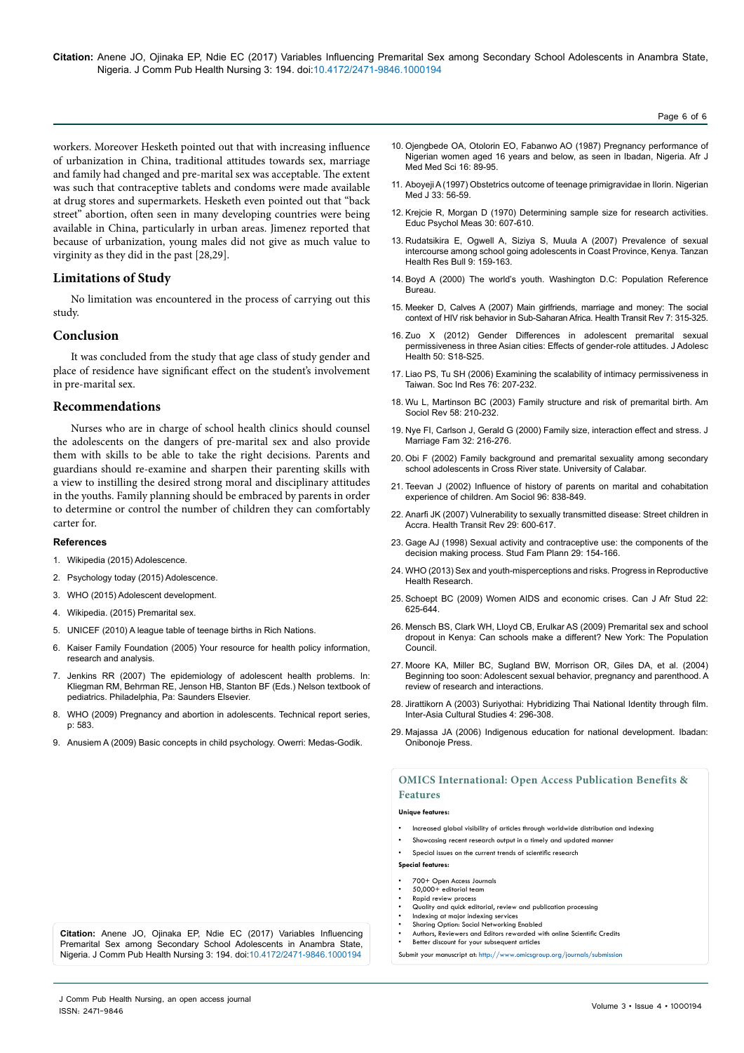workers. Moreover Hesketh pointed out that with increasing influence of urbanization in China, traditional attitudes towards sex, marriage and family had changed and pre-marital sex was acceptable. The extent was such that contraceptive tablets and condoms were made available at drug stores and supermarkets. Hesketh even pointed out that "back street" abortion, often seen in many developing countries were being available in China, particularly in urban areas. Jimenez reported that because of urbanization, young males did not give as much value to virginity as they did in the past [28,29].

## Limitations of Study

No limitation was encountered in the process of carrying out this study.

## Conclusion

It was concluded from the study that age class of study gender and place of residence have significant effect on the student's involvement in pre-marital sex.

## Recommendations

Nurses who are in charge of school health clinics should counsel the adolescents on the dangers of pre-marital sex and also provide them with skills to be able to take the right decisions. Parents and guardians should re-examine and sharpen their parenting skills with a view to instilling the desired strong moral and disciplinary attitudes in the youths. Family planning should be embraced by parents in order to determine or control the number of children they can comfortably carter for.

### References

1. Wikipedia (2015) Adolescence.
2. Psychology today (2015) Adolescence.
3. WHO (2015) Adolescent development.
4. Wikipedia. (2015) Premarital sex.
5. UNICEF (2010) A league table of teenage births in Rich Nations.
6. Kaiser Family Foundation (2005) Your resource for health policy information, research and analysis.
7. Jenkins RR (2007) The epidemiology of adolescent health problems. In: Kliegman RM, Behrman RE, Jenson HB, Stanton BF (Eds.) Nelson textbook of pediatrics. Philadelphia, Pa: Saunders Elsevier.
8. WHO (2009) Pregnancy and abortion in adolescents. Technical report series, p: 583.
9. Anusiem A (2009) Basic concepts in child psychology. Owerri: Medas-Godik.
10. Ojengbede OA, Otolorin EO, Fabanwo AO (1987) Pregnancy performance of Nigerian women aged 16 years and below, as seen in Ibadan, Nigeria. Afr J Med Med Sci 16: 89-95.
11. Aboyeji A (1997) Obstetrics outcome of teenage primigravidae in Ilorin. Nigerian Med J 33: 56-59.
12. Krejcie R, Morgan D (1970) Determining sample size for research activities. Educ Psychol Meas 30: 607-610.
13. Rudatsikira E, Ogwell A, Siziya S, Muula A (2007) Prevalence of sexual intercourse among school going adolescents in Coast Province, Kenya. Tanzan Health Res Bull 9: 159-163.
14. Boyd A (2000) The world's youth. Washington D.C: Population Reference Bureau.
15. Meeker D, Calves A (2007) Main girlfriends, marriage and money: The social context of HIV risk behavior in Sub-Saharan Africa. Health Transit Rev 7: 315-325.
16. Zuo X (2012) Gender Differences in adolescent premarital sexual permissiveness in three Asian cities: Effects of gender-role attitudes. J Adolesc Health 50: S18-S25.
17. Liao PS, Tu SH (2006) Examining the scalability of intimacy permissiveness in Taiwan. Soc Ind Res 76: 207-232.
18. Wu L, Martinson BC (2003) Family structure and risk of premarital birth. Am Sociol Rev 58: 210-232.
19. Nye FI, Carlson J, Gerald G (2000) Family size, interaction effect and stress. J Marriage Fam 32: 216-276.
20. Obi F (2002) Family background and premarital sexuality among secondary school adolescents in Cross River state. University of Calabar.
21. Teevan J (2002) Influence of history of parents on marital and cohabitation experience of children. Am Sociol 96: 838-849.
22. Anarfi JK (2007) Vulnerability to sexually transmitted disease: Street children in Accra. Health Transit Rev 29: 600-617.
23. Gage AJ (1998) Sexual activity and contraceptive use: the components of the decision making process. Stud Fam Plann 29: 154-166.
24. WHO (2013) Sex and youth-misperceptions and risks. Progress in Reproductive Health Research.
25. Schoept BC (2009) Women AIDS and economic crises. Can J Afr Stud 22: 625-644.
26. Mensch BS, Clark WH, Lloyd CB, Erulkar AS (2009) Premarital sex and school dropout in Kenya: Can schools make a different? New York: The Population Council.
27. Moore KA, Miller BC, Sugland BW, Morrison OR, Giles DA, et al. (2004) Beginning too soon: Adolescent sexual behavior, pregnancy and parenthood. A review of research and interactions.
28. Jirattikorn A (2003) Suriyothai: Hybridizing Thai National Identity through film. Inter-Asia Cultural Studies 4: 296-308.
29. Majassa JA (2006) Indigenous education for national development. Ibadan: Onibonoje Press.